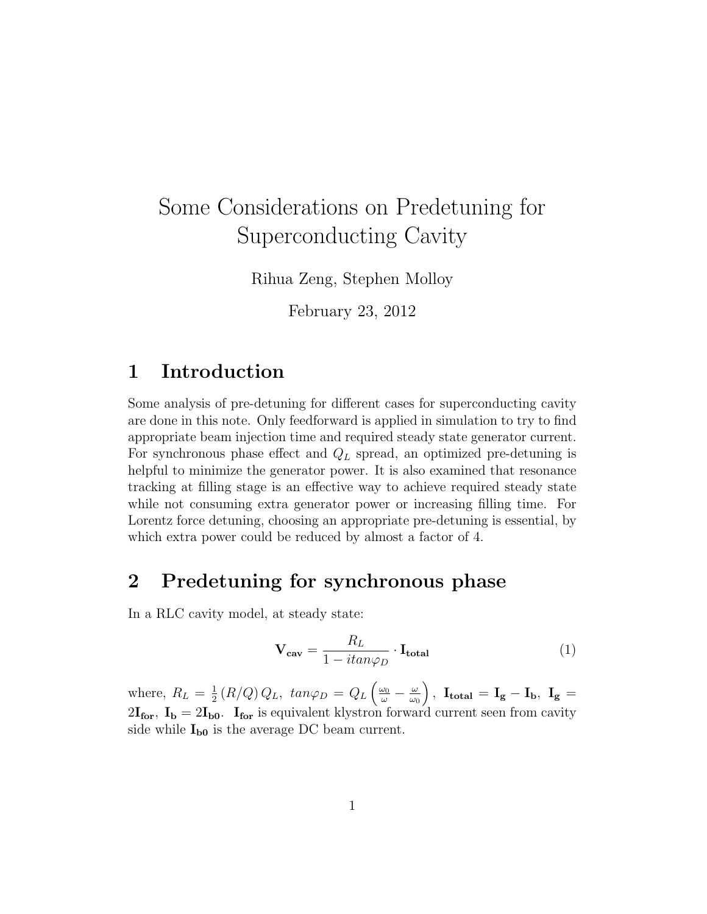# Some Considerations on Predetuning for Superconducting Cavity

Rihua Zeng, Stephen Molloy

February 23, 2012

## 1 Introduction

Some analysis of pre-detuning for different cases for superconducting cavity are done in this note. Only feedforward is applied in simulation to try to find appropriate beam injection time and required steady state generator current. For synchronous phase effect and $Q_L$ spread, an optimized pre-detuning is helpful to minimize the generator power. It is also examined that resonance tracking at filling stage is an effective way to achieve required steady state while not consuming extra generator power or increasing filling time. For Lorentz force detuning, choosing an appropriate pre-detuning is essential, by which extra power could be reduced by almost a factor of 4.

## 2 Predetuning for synchronous phase

In a RLC cavity model, at steady state:

$$\mathbf{V_{cav}} = \frac{R_L}{1 - itan\varphi_D} \cdot \mathbf{I_{total}} \tag{1}$$

where, $R_L = \frac{1}{2}(R/Q)\,Q_L$, $tan\varphi_D = Q_L\left(\frac{\omega_0}{\omega} - \frac{\omega}{\omega_0}\right)$, $\mathbf{I_{total}} = \mathbf{I_g} - \mathbf{I_b}$, $\mathbf{I_g} = 2\mathbf{I_{for}}$, $\mathbf{I_b} = 2\mathbf{I_{b0}}$. $\mathbf{I_{for}}$ is equivalent klystron forward current seen from cavity side while $\mathbf{I_{b0}}$ is the average DC beam current.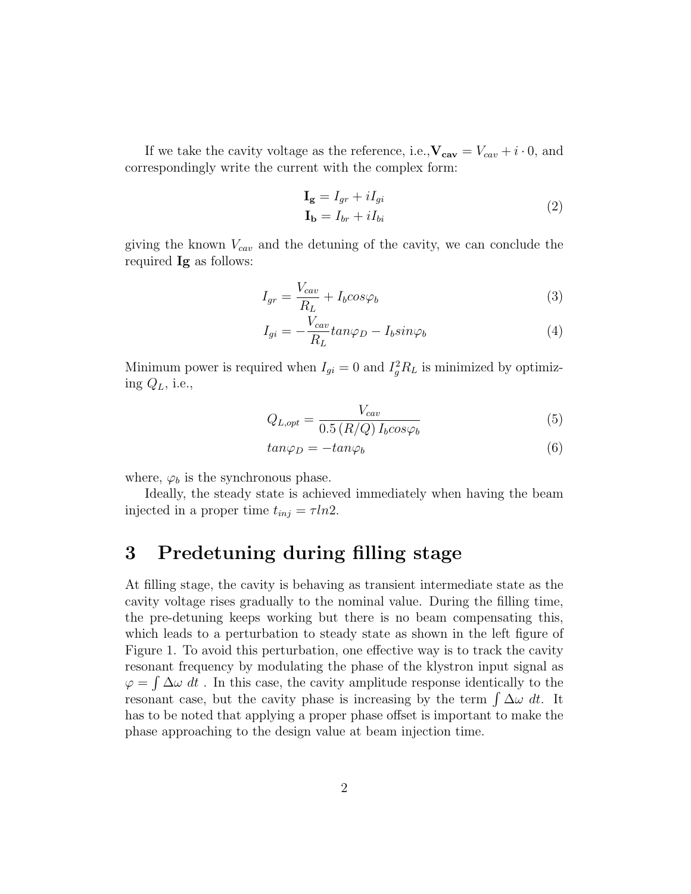If we take the cavity voltage as the reference, i.e.,$\mathbf{V_{cav}} = V_{cav} + i \cdot 0$, and correspondingly write the current with the complex form:

$$
\begin{aligned}
\mathbf{I_g} &= I_{gr} + iI_{gi} \\
\mathbf{I_b} &= I_{br} + iI_{bi}
\end{aligned}
\tag{2}
$$

giving the known $V_{cav}$ and the detuning of the cavity, we can conclude the required **Ig** as follows:

$$
I_{gr} = \frac{V_{cav}}{R_L} + I_b cos\varphi_b \tag{3}
$$

$$
I_{gi} = -\frac{V_{cav}}{R_L} tan\varphi_D - I_b sin\varphi_b \tag{4}
$$

Minimum power is required when $I_{gi} = 0$ and $I_g^2 R_L$ is minimized by optimizing $Q_L$, i.e.,

$$
Q_{L,opt} = \frac{V_{cav}}{0.5\,(R/Q)\,I_b cos\varphi_b} \tag{5}
$$

$$
tan\varphi_D = -tan\varphi_b \tag{6}
$$

where, $\varphi_b$ is the synchronous phase.

Ideally, the steady state is achieved immediately when having the beam injected in a proper time $t_{inj} = \tau ln2$.

# 3 Predetuning during filling stage

At filling stage, the cavity is behaving as transient intermediate state as the cavity voltage rises gradually to the nominal value. During the filling time, the pre-detuning keeps working but there is no beam compensating this, which leads to a perturbation to steady state as shown in the left figure of Figure 1. To avoid this perturbation, one effective way is to track the cavity resonant frequency by modulating the phase of the klystron input signal as $\varphi = \int \Delta\omega \; dt$ . In this case, the cavity amplitude response identically to the resonant case, but the cavity phase is increasing by the term $\int \Delta\omega \; dt$. It has to be noted that applying a proper phase offset is important to make the phase approaching to the design value at beam injection time.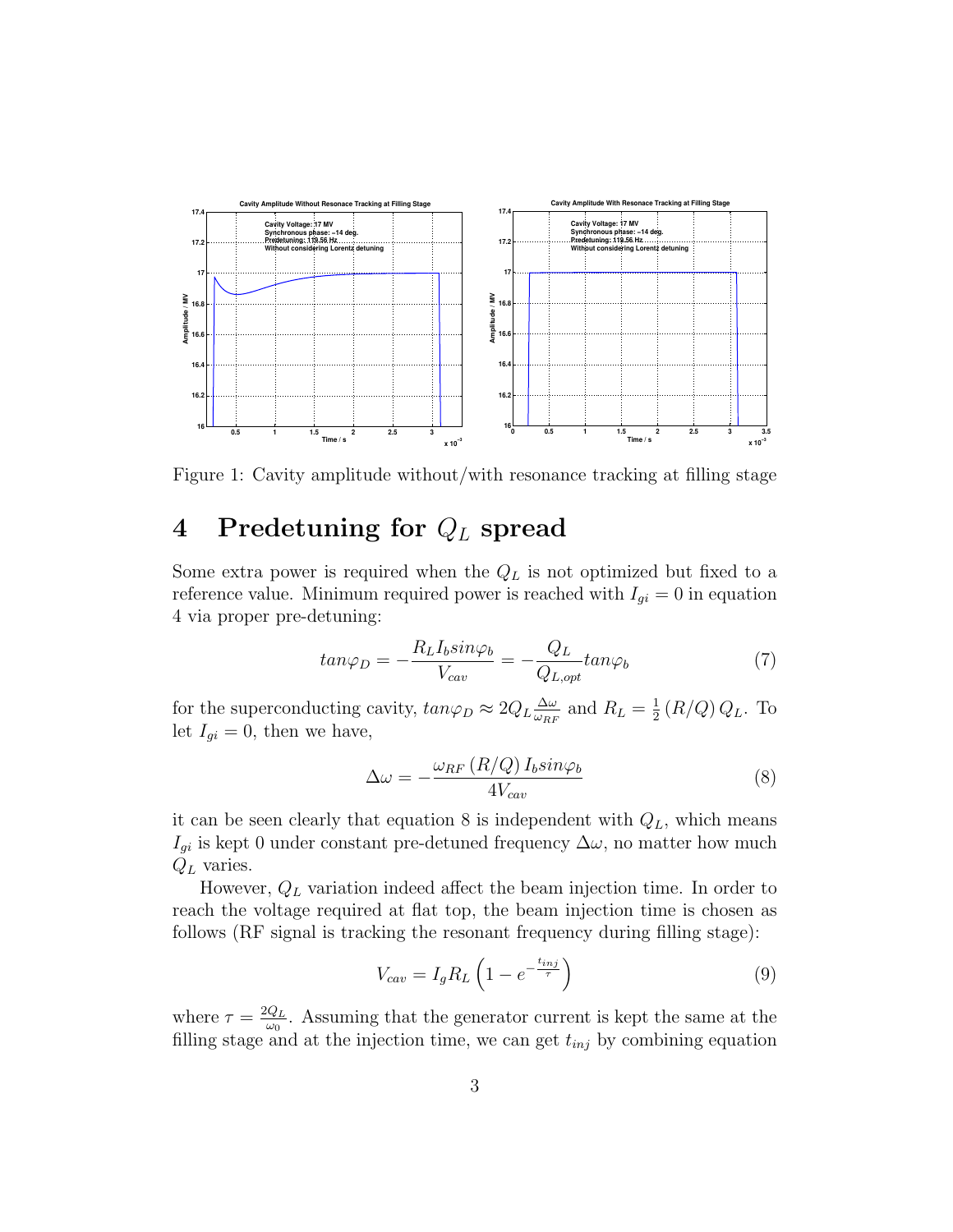Figure 1: Cavity amplitude without/with resonance tracking at filling stage

# 4 Predetuning for $Q_L$ spread

Some extra power is required when the $Q_L$ is not optimized but fixed to a reference value. Minimum required power is reached with $I_{gi} = 0$ in equation 4 via proper pre-detuning:

$$tan\varphi_D = -\frac{R_L I_b sin\varphi_b}{V_{cav}} = -\frac{Q_L}{Q_{L,opt}} tan\varphi_b \tag{7}$$

for the superconducting cavity, $tan\varphi_D \approx 2Q_L \frac{\Delta\omega}{\omega_{RF}}$ and $R_L = \frac{1}{2}(R/Q)\,Q_L$. To let $I_{gi} = 0$, then we have,

$$\Delta\omega = -\frac{\omega_{RF}\,(R/Q)\,I_b sin\varphi_b}{4V_{cav}} \tag{8}$$

it can be seen clearly that equation 8 is independent with $Q_L$, which means $I_{gi}$ is kept 0 under constant pre-detuned frequency $\Delta\omega$, no matter how much $Q_L$ varies.

However, $Q_L$ variation indeed affect the beam injection time. In order to reach the voltage required at flat top, the beam injection time is chosen as follows (RF signal is tracking the resonant frequency during filling stage):

$$V_{cav} = I_g R_L \left(1 - e^{-\frac{t_{inj}}{\tau}}\right) \tag{9}$$

where $\tau = \frac{2Q_L}{\omega_0}$. Assuming that the generator current is kept the same at the filling stage and at the injection time, we can get $t_{inj}$ by combining equation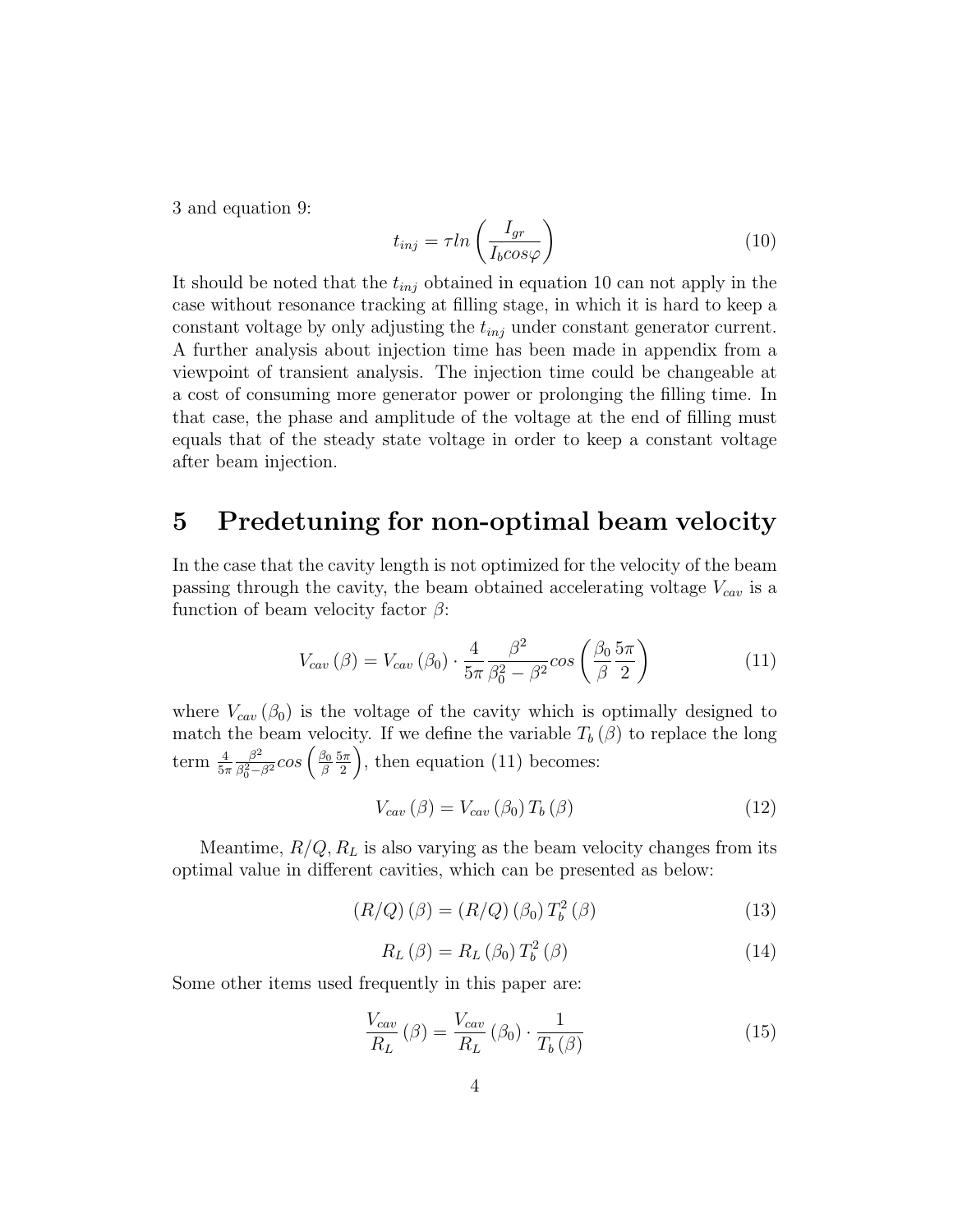3 and equation 9:

$$t_{inj} = \tau ln\left(\frac{I_{gr}}{I_b cos\varphi}\right) \tag{10}$$

It should be noted that the $t_{inj}$ obtained in equation 10 can not apply in the case without resonance tracking at filling stage, in which it is hard to keep a constant voltage by only adjusting the $t_{inj}$ under constant generator current. A further analysis about injection time has been made in appendix from a viewpoint of transient analysis. The injection time could be changeable at a cost of consuming more generator power or prolonging the filling time. In that case, the phase and amplitude of the voltage at the end of filling must equals that of the steady state voltage in order to keep a constant voltage after beam injection.

# 5 Predetuning for non-optimal beam velocity

In the case that the cavity length is not optimized for the velocity of the beam passing through the cavity, the beam obtained accelerating voltage $V_{cav}$ is a function of beam velocity factor $\beta$:

$$V_{cav}\left(\beta\right) = V_{cav}\left(\beta_0\right) \cdot \frac{4}{5\pi}\frac{\beta^2}{\beta_0^2 - \beta^2} cos\left(\frac{\beta_0}{\beta}\frac{5\pi}{2}\right) \tag{11}$$

where $V_{cav}\left(\beta_0\right)$ is the voltage of the cavity which is optimally designed to match the beam velocity. If we define the variable $T_b\left(\beta\right)$ to replace the long term $\frac{4}{5\pi}\frac{\beta^2}{\beta_0^2-\beta^2}cos\left(\frac{\beta_0}{\beta}\frac{5\pi}{2}\right)$, then equation (11) becomes:

$$V_{cav}\left(\beta\right) = V_{cav}\left(\beta_0\right) T_b\left(\beta\right) \tag{12}$$

Meantime, $R/Q, R_L$ is also varying as the beam velocity changes from its optimal value in different cavities, which can be presented as below:

$$\left(R/Q\right)\left(\beta\right) = \left(R/Q\right)\left(\beta_0\right) T_b^2\left(\beta\right) \tag{13}$$

$$R_L\left(\beta\right) = R_L\left(\beta_0\right) T_b^2\left(\beta\right) \tag{14}$$

Some other items used frequently in this paper are:

$$\frac{V_{cav}}{R_L}\left(\beta\right) = \frac{V_{cav}}{R_L}\left(\beta_0\right) \cdot \frac{1}{T_b\left(\beta\right)} \tag{15}$$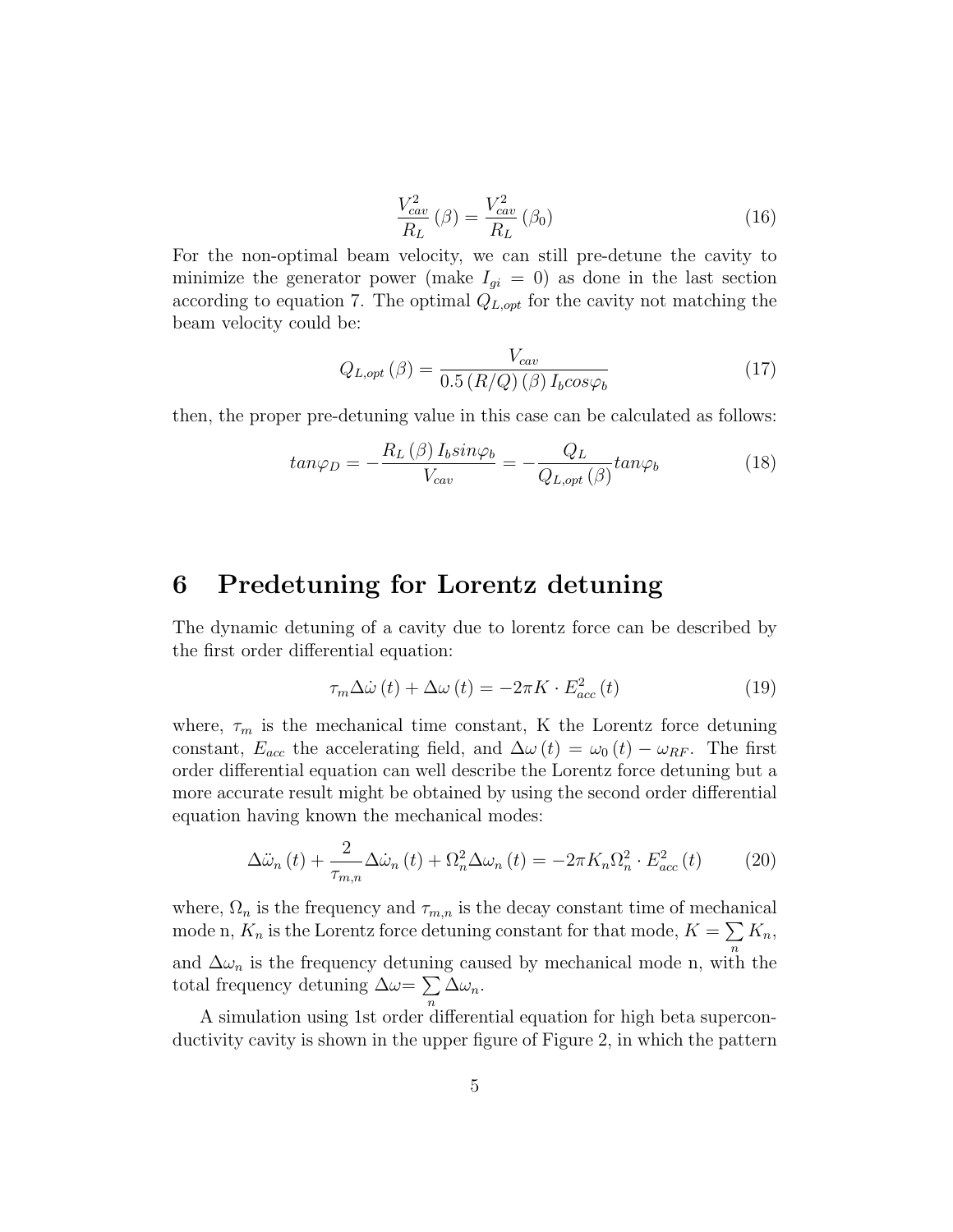$$\frac{V_{cav}^2}{R_L}(\beta) = \frac{V_{cav}^2}{R_L}(\beta_0) \tag{16}$$

For the non-optimal beam velocity, we can still pre-detune the cavity to minimize the generator power (make $I_{gi} = 0$) as done in the last section according to equation 7. The optimal $Q_{L,opt}$ for the cavity not matching the beam velocity could be:

$$Q_{L,opt}(\beta) = \frac{V_{cav}}{0.5\,(R/Q)\,(\beta)\,I_b cos\varphi_b} \tag{17}$$

then, the proper pre-detuning value in this case can be calculated as follows:

$$tan\varphi_D = -\frac{R_L(\beta)\,I_b sin\varphi_b}{V_{cav}} = -\frac{Q_L}{Q_{L,opt}(\beta)} tan\varphi_b \tag{18}$$

# 6 Predetuning for Lorentz detuning

The dynamic detuning of a cavity due to lorentz force can be described by the first order differential equation:

$$\tau_m \Delta\dot{\omega}(t) + \Delta\omega(t) = -2\pi K \cdot E_{acc}^2(t) \tag{19}$$

where, $\tau_m$ is the mechanical time constant, K the Lorentz force detuning constant, $E_{acc}$ the accelerating field, and $\Delta\omega(t) = \omega_0(t) - \omega_{RF}$. The first order differential equation can well describe the Lorentz force detuning but a more accurate result might be obtained by using the second order differential equation having known the mechanical modes:

$$\Delta\ddot{\omega}_n(t) + \frac{2}{\tau_{m,n}} \Delta\dot{\omega}_n(t) + \Omega_n^2 \Delta\omega_n(t) = -2\pi K_n \Omega_n^2 \cdot E_{acc}^2(t) \tag{20}$$

where, $\Omega_n$ is the frequency and $\tau_{m,n}$ is the decay constant time of mechanical mode n, $K_n$ is the Lorentz force detuning constant for that mode, $K = \sum_n K_n$, and $\Delta\omega_n$ is the frequency detuning caused by mechanical mode n, with the total frequency detuning $\Delta\omega = \sum_n \Delta\omega_n$.

A simulation using 1st order differential equation for high beta superconductivity cavity is shown in the upper figure of Figure 2, in which the pattern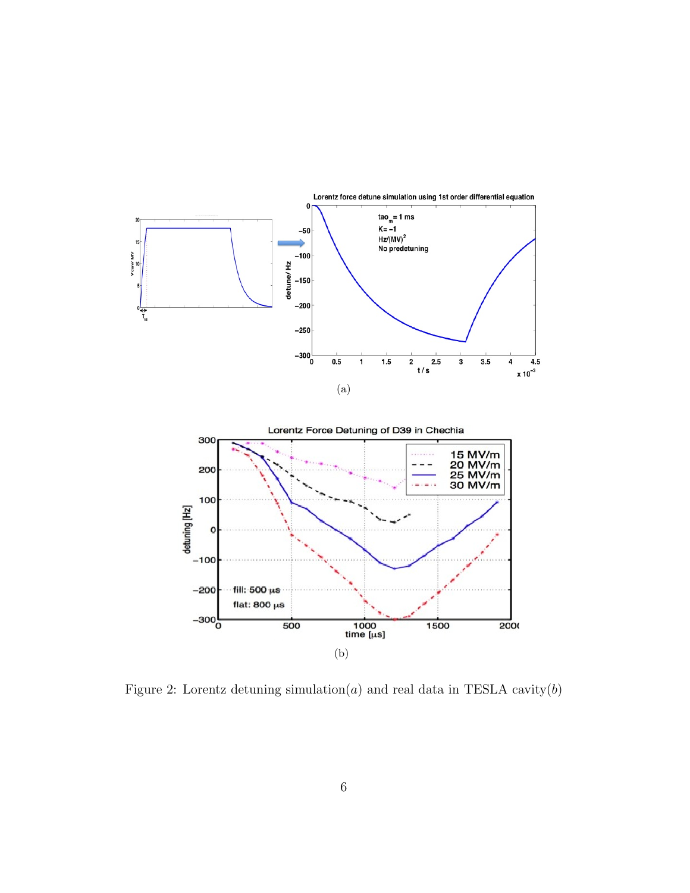(a)

(b)

Figure 2: Lorentz detuning simulation($a$) and real data in TESLA cavity($b$)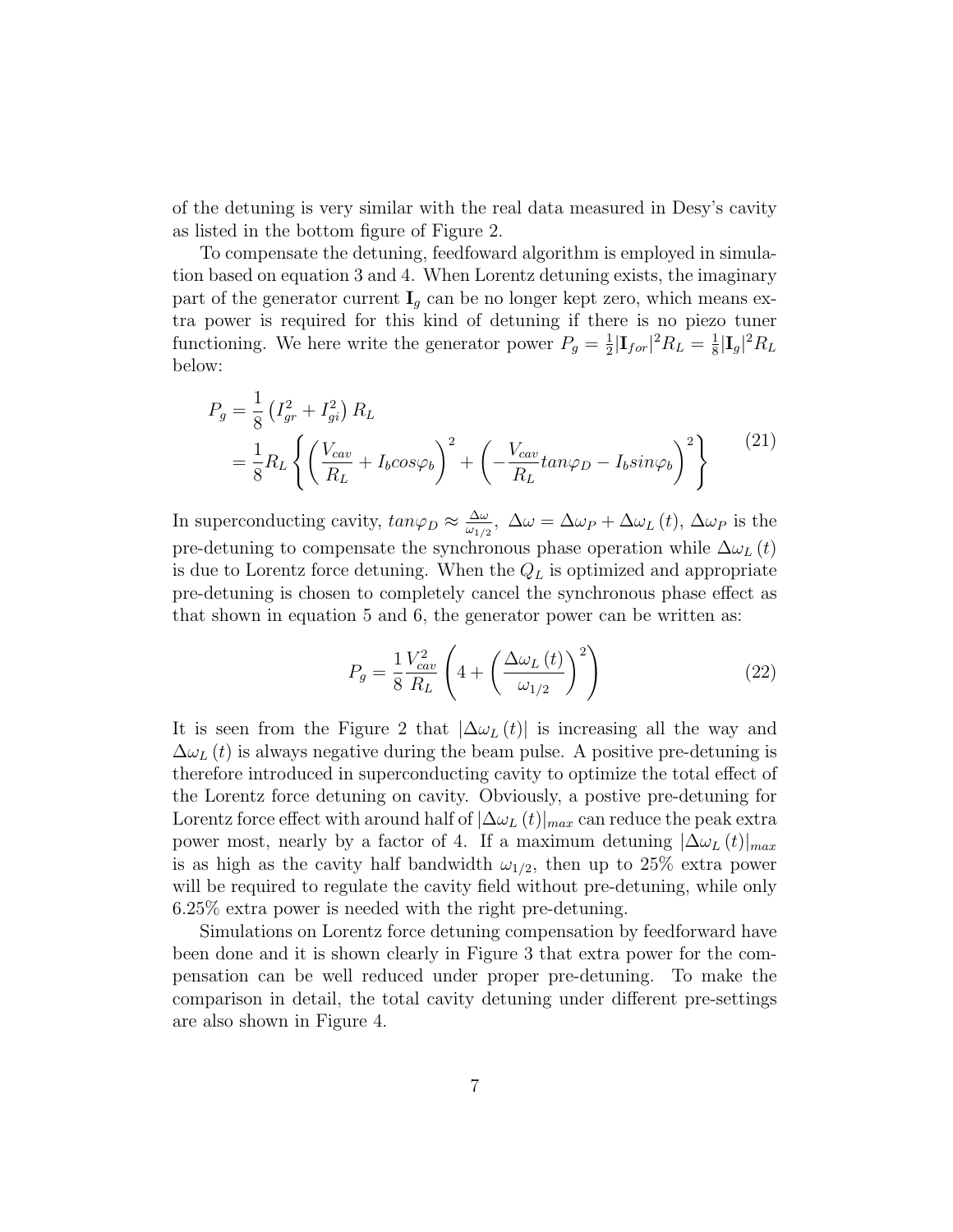of the detuning is very similar with the real data measured in Desy's cavity as listed in the bottom figure of Figure 2.

To compensate the detuning, feedfoward algorithm is employed in simulation based on equation 3 and 4. When Lorentz detuning exists, the imaginary part of the generator current $\mathbf{I}_g$ can be no longer kept zero, which means extra power is required for this kind of detuning if there is no piezo tuner functioning. We here write the generator power $P_g = \frac{1}{2}|\mathbf{I}_{for}|^2 R_L = \frac{1}{8}|\mathbf{I}_g|^2 R_L$ below:

$$
\begin{aligned}
P_g &= \frac{1}{8}\left(I_{gr}^2 + I_{gi}^2\right) R_L \\
&= \frac{1}{8} R_L \left\{ \left(\frac{V_{cav}}{R_L} + I_b cos\varphi_b\right)^2 + \left(-\frac{V_{cav}}{R_L} tan\varphi_D - I_b sin\varphi_b\right)^2 \right\}
\end{aligned}
\tag{21}
$$

In superconducting cavity, $tan\varphi_D \approx \frac{\Delta\omega}{\omega_{1/2}}$, $\Delta\omega = \Delta\omega_P + \Delta\omega_L(t)$, $\Delta\omega_P$ is the pre-detuning to compensate the synchronous phase operation while $\Delta\omega_L(t)$ is due to Lorentz force detuning. When the $Q_L$ is optimized and appropriate pre-detuning is chosen to completely cancel the synchronous phase effect as that shown in equation 5 and 6, the generator power can be written as:

$$
P_g = \frac{1}{8}\frac{V_{cav}^2}{R_L}\left(4 + \left(\frac{\Delta\omega_L(t)}{\omega_{1/2}}\right)^2\right) \tag{22}
$$

It is seen from the Figure 2 that $|\Delta\omega_L(t)|$ is increasing all the way and $\Delta\omega_L(t)$ is always negative during the beam pulse. A positive pre-detuning is therefore introduced in superconducting cavity to optimize the total effect of the Lorentz force detuning on cavity. Obviously, a postive pre-detuning for Lorentz force effect with around half of $|\Delta\omega_L(t)|_{max}$ can reduce the peak extra power most, nearly by a factor of 4. If a maximum detuning $|\Delta\omega_L(t)|_{max}$ is as high as the cavity half bandwidth $\omega_{1/2}$, then up to 25% extra power will be required to regulate the cavity field without pre-detuning, while only 6.25% extra power is needed with the right pre-detuning.

Simulations on Lorentz force detuning compensation by feedforward have been done and it is shown clearly in Figure 3 that extra power for the compensation can be well reduced under proper pre-detuning. To make the comparison in detail, the total cavity detuning under different pre-settings are also shown in Figure 4.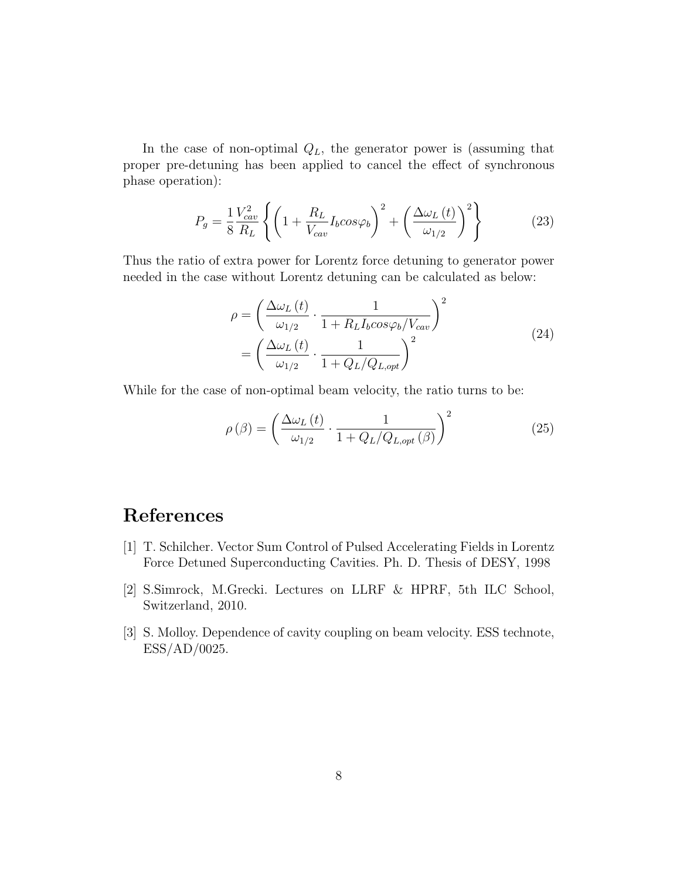In the case of non-optimal $Q_L$, the generator power is (assuming that proper pre-detuning has been applied to cancel the effect of synchronous phase operation):

$$P_g = \frac{1}{8}\frac{V_{cav}^2}{R_L}\left\{\left(1+\frac{R_L}{V_{cav}}I_b cos\varphi_b\right)^2 + \left(\frac{\Delta\omega_L(t)}{\omega_{1/2}}\right)^2\right\} \tag{23}$$

Thus the ratio of extra power for Lorentz force detuning to generator power needed in the case without Lorentz detuning can be calculated as below:

$$\begin{aligned}\rho &= \left(\frac{\Delta\omega_L(t)}{\omega_{1/2}}\cdot\frac{1}{1+R_L I_b cos\varphi_b/V_{cav}}\right)^2 \\ &= \left(\frac{\Delta\omega_L(t)}{\omega_{1/2}}\cdot\frac{1}{1+Q_L/Q_{L,opt}}\right)^2\end{aligned} \tag{24}$$

While for the case of non-optimal beam velocity, the ratio turns to be:

$$\rho(\beta) = \left(\frac{\Delta\omega_L(t)}{\omega_{1/2}}\cdot\frac{1}{1+Q_L/Q_{L,opt}(\beta)}\right)^2 \tag{25}$$

# References

[1] T. Schilcher. Vector Sum Control of Pulsed Accelerating Fields in Lorentz Force Detuned Superconducting Cavities. Ph. D. Thesis of DESY, 1998

[2] S.Simrock, M.Grecki. Lectures on LLRF & HPRF, 5th ILC School, Switzerland, 2010.

[3] S. Molloy. Dependence of cavity coupling on beam velocity. ESS technote, ESS/AD/0025.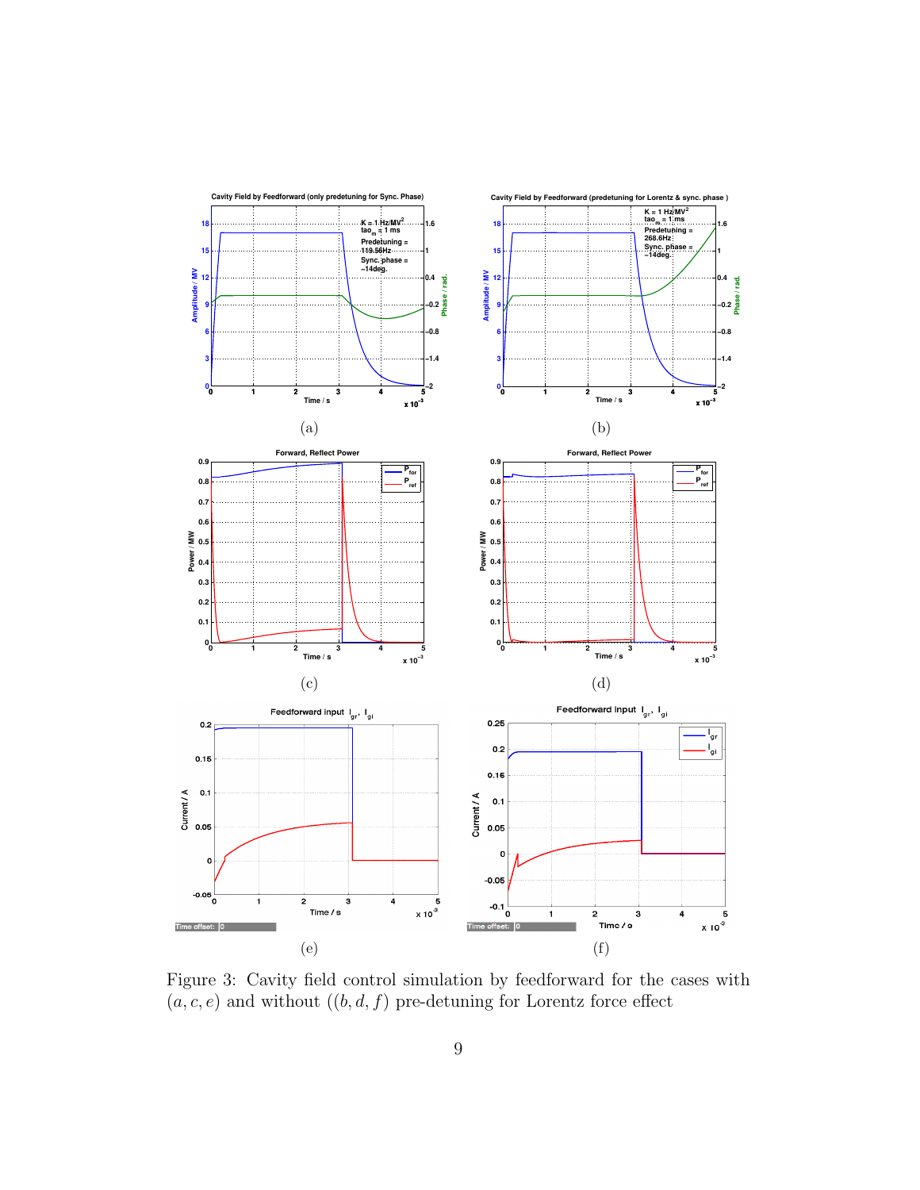Figure 3: Cavity field control simulation by feedforward for the cases with $(a, c, e)$ and without $((b, d, f)$ pre-detuning for Lorentz force effect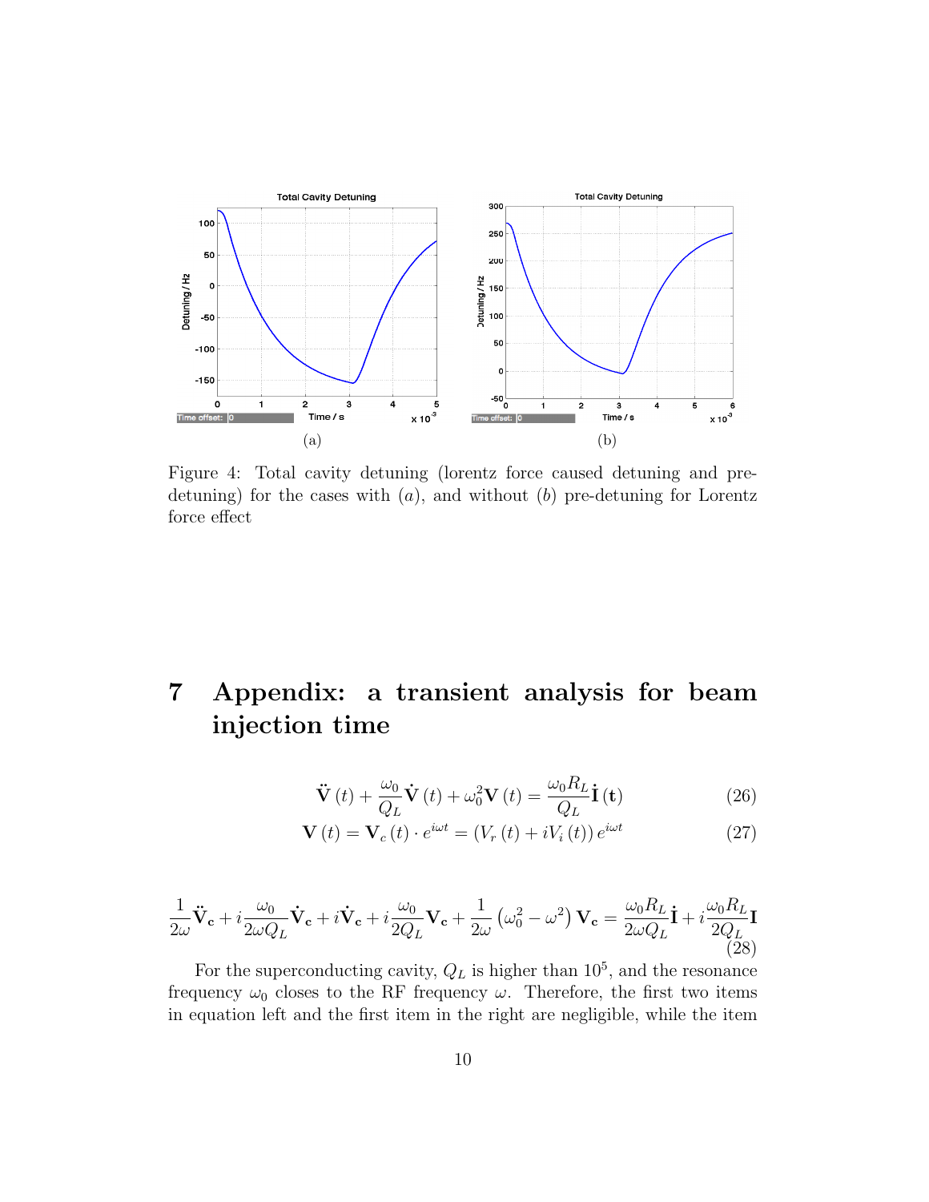(a)

(b)

Figure 4: Total cavity detuning (lorentz force caused detuning and pre-detuning) for the cases with $(a)$, and without $(b)$ pre-detuning for Lorentz force effect

# 7 Appendix: a transient analysis for beam injection time

$$\ddot{\mathbf{V}}(t) + \frac{\omega_0}{Q_L}\dot{\mathbf{V}}(t) + \omega_0^2 \mathbf{V}(t) = \frac{\omega_0 R_L}{Q_L}\dot{\mathbf{I}}(\mathbf{t}) \tag{26}$$

$$\mathbf{V}(t) = \mathbf{V}_c(t) \cdot e^{i\omega t} = (V_r(t) + iV_i(t))\, e^{i\omega t} \tag{27}$$

$$\frac{1}{2\omega}\ddot{\mathbf{V}}_\mathbf{c} + i\frac{\omega_0}{2\omega Q_L}\dot{\mathbf{V}}_\mathbf{c} + i\dot{\mathbf{V}}_\mathbf{c} + i\frac{\omega_0}{2Q_L}\mathbf{V}_\mathbf{c} + \frac{1}{2\omega}\left(\omega_0^2 - \omega^2\right)\mathbf{V}_\mathbf{c} = \frac{\omega_0 R_L}{2\omega Q_L}\dot{\mathbf{I}} + i\frac{\omega_0 R_L}{2Q_L}\mathbf{I} \tag{28}$$

For the superconducting cavity, $Q_L$ is higher than $10^5$, and the resonance frequency $\omega_0$ closes to the RF frequency $\omega$. Therefore, the first two items in equation left and the first item in the right are negligible, while the item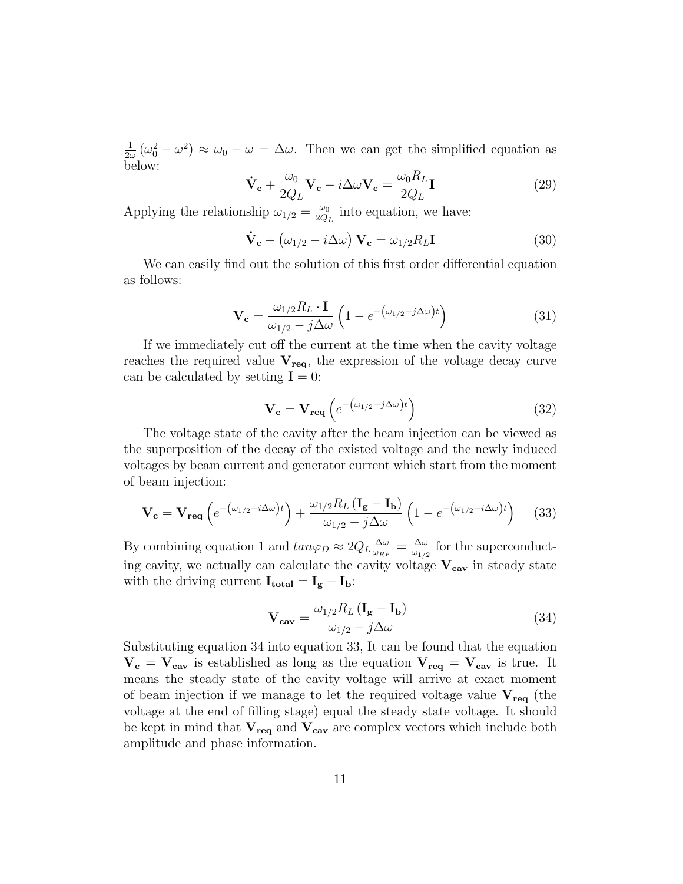$\frac{1}{2\omega}\left(\omega_0^2 - \omega^2\right) \approx \omega_0 - \omega = \Delta\omega$. Then we can get the simplified equation as below:

$$\dot{\mathbf{V}}_{\mathbf{c}} + \frac{\omega_0}{2Q_L}\mathbf{V}_{\mathbf{c}} - i\Delta\omega\mathbf{V}_{\mathbf{c}} = \frac{\omega_0 R_L}{2Q_L}\mathbf{I} \tag{29}$$

Applying the relationship $\omega_{1/2} = \frac{\omega_0}{2Q_L}$ into equation, we have:

$$\dot{\mathbf{V}}_{\mathbf{c}} + \left(\omega_{1/2} - i\Delta\omega\right)\mathbf{V}_{\mathbf{c}} = \omega_{1/2} R_L \mathbf{I} \tag{30}$$

We can easily find out the solution of this first order differential equation as follows:

$$\mathbf{V}_{\mathbf{c}} = \frac{\omega_{1/2} R_L \cdot \mathbf{I}}{\omega_{1/2} - j\Delta\omega}\left(1 - e^{-\left(\omega_{1/2} - j\Delta\omega\right)t}\right) \tag{31}$$

If we immediately cut off the current at the time when the cavity voltage reaches the required value $\mathbf{V}_{\mathbf{req}}$, the expression of the voltage decay curve can be calculated by setting $\mathbf{I} = 0$:

$$\mathbf{V}_{\mathbf{c}} = \mathbf{V}_{\mathbf{req}}\left(e^{-\left(\omega_{1/2} - j\Delta\omega\right)t}\right) \tag{32}$$

The voltage state of the cavity after the beam injection can be viewed as the superposition of the decay of the existed voltage and the newly induced voltages by beam current and generator current which start from the moment of beam injection:

$$\mathbf{V}_{\mathbf{c}} = \mathbf{V}_{\mathbf{req}}\left(e^{-\left(\omega_{1/2} - i\Delta\omega\right)t}\right) + \frac{\omega_{1/2} R_L\left(\mathbf{I}_{\mathbf{g}} - \mathbf{I}_{\mathbf{b}}\right)}{\omega_{1/2} - j\Delta\omega}\left(1 - e^{-\left(\omega_{1/2} - i\Delta\omega\right)t}\right) \tag{33}$$

By combining equation 1 and $tan\varphi_D \approx 2Q_L\frac{\Delta\omega}{\omega_{RF}} = \frac{\Delta\omega}{\omega_{1/2}}$ for the superconducting cavity, we actually can calculate the cavity voltage $\mathbf{V}_{\mathbf{cav}}$ in steady state with the driving current $\mathbf{I}_{\mathbf{total}} = \mathbf{I}_{\mathbf{g}} - \mathbf{I}_{\mathbf{b}}$:

$$\mathbf{V}_{\mathbf{cav}} = \frac{\omega_{1/2} R_L\left(\mathbf{I}_{\mathbf{g}} - \mathbf{I}_{\mathbf{b}}\right)}{\omega_{1/2} - j\Delta\omega} \tag{34}$$

Substituting equation 34 into equation 33, It can be found that the equation $\mathbf{V}_{\mathbf{c}} = \mathbf{V}_{\mathbf{cav}}$ is established as long as the equation $\mathbf{V}_{\mathbf{req}} = \mathbf{V}_{\mathbf{cav}}$ is true. It means the steady state of the cavity voltage will arrive at exact moment of beam injection if we manage to let the required voltage value $\mathbf{V}_{\mathbf{req}}$ (the voltage at the end of filling stage) equal the steady state voltage. It should be kept in mind that $\mathbf{V}_{\mathbf{req}}$ and $\mathbf{V}_{\mathbf{cav}}$ are complex vectors which include both amplitude and phase information.